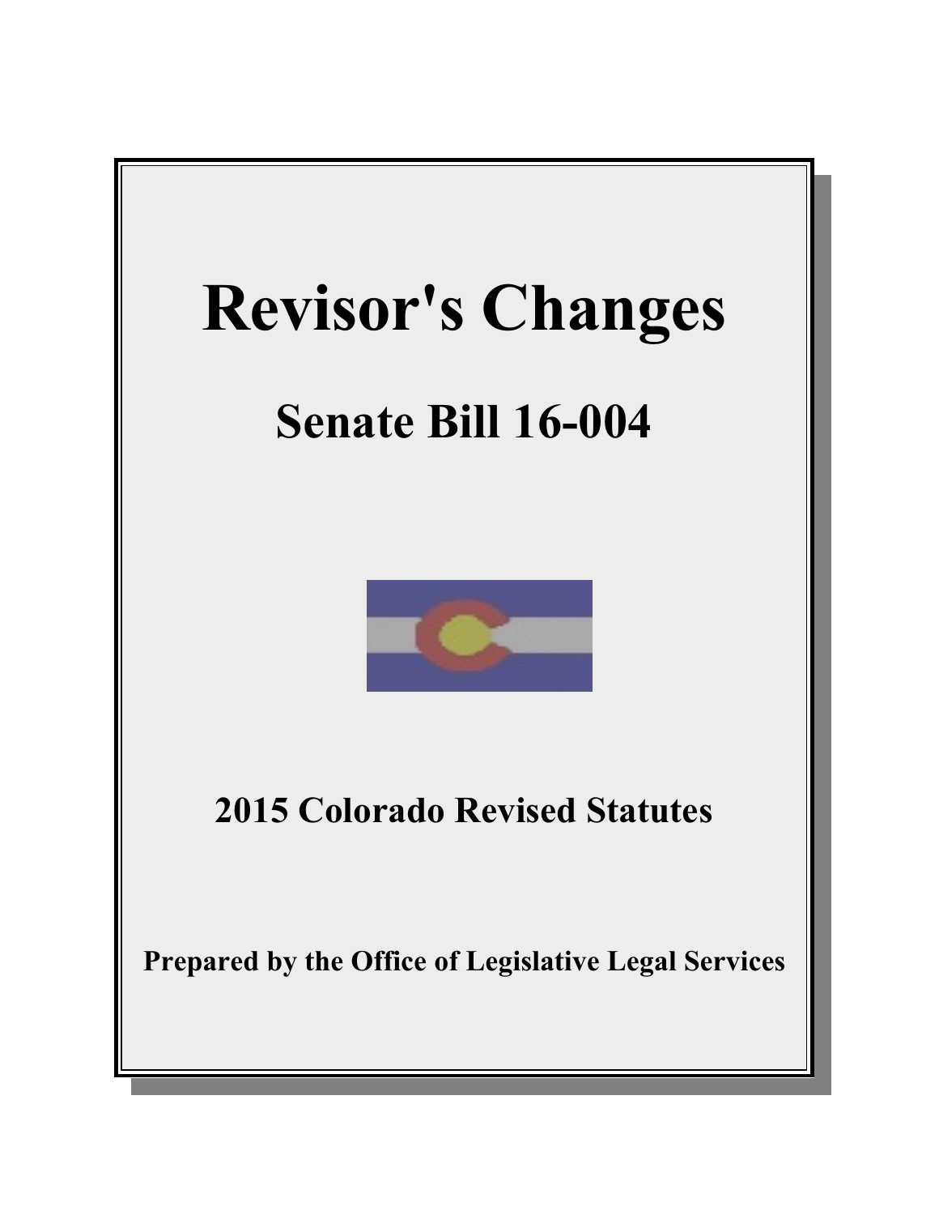# Revisor's Changes

## Senate Bill 16-004

### 2015 Colorado Revised Statutes

**Prepared by the Office of Legislative Legal Services**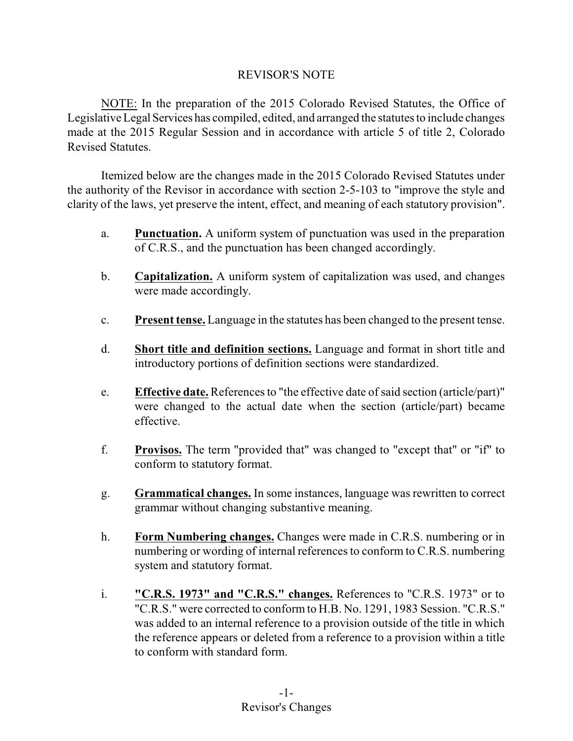## REVISOR'S NOTE

NOTE: In the preparation of the 2015 Colorado Revised Statutes, the Office of Legislative Legal Services has compiled, edited, and arranged the statutes to include changes made at the 2015 Regular Session and in accordance with article 5 of title 2, Colorado Revised Statutes.

Itemized below are the changes made in the 2015 Colorado Revised Statutes under the authority of the Revisor in accordance with section 2-5-103 to "improve the style and clarity of the laws, yet preserve the intent, effect, and meaning of each statutory provision".

a. **Punctuation.** A uniform system of punctuation was used in the preparation of C.R.S., and the punctuation has been changed accordingly.

b. **Capitalization.** A uniform system of capitalization was used, and changes were made accordingly.

c. **Present tense.** Language in the statutes has been changed to the present tense.

d. **Short title and definition sections.** Language and format in short title and introductory portions of definition sections were standardized.

e. **Effective date.** References to "the effective date of said section (article/part)" were changed to the actual date when the section (article/part) became effective.

f. **Provisos.** The term "provided that" was changed to "except that" or "if" to conform to statutory format.

g. **Grammatical changes.** In some instances, language was rewritten to correct grammar without changing substantive meaning.

h. **Form Numbering changes.** Changes were made in C.R.S. numbering or in numbering or wording of internal references to conform to C.R.S. numbering system and statutory format.

i. **"C.R.S. 1973" and "C.R.S." changes.** References to "C.R.S. 1973" or to "C.R.S." were corrected to conform to H.B. No. 1291, 1983 Session. "C.R.S." was added to an internal reference to a provision outside of the title in which the reference appears or deleted from a reference to a provision within a title to conform with standard form.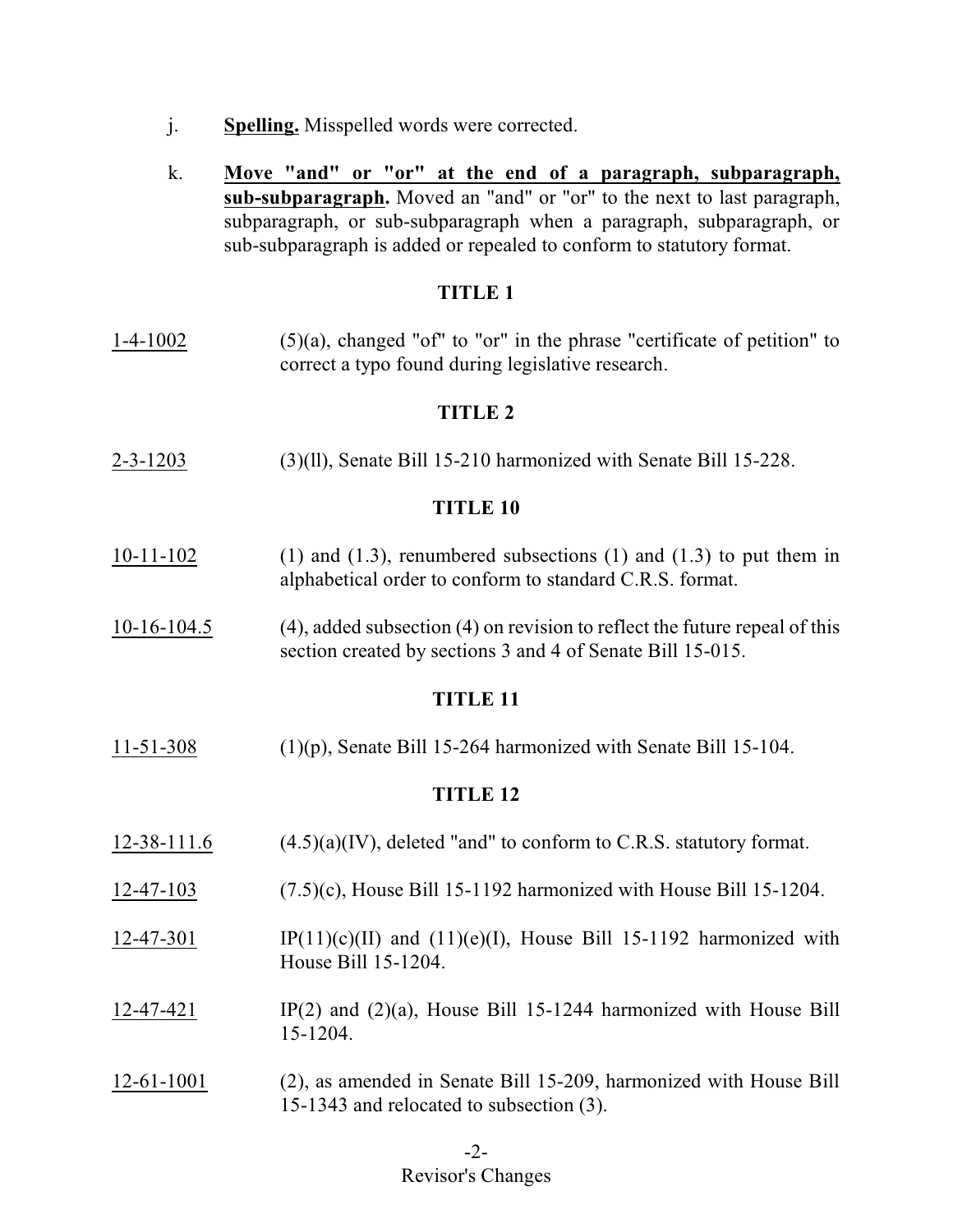j. **Spelling.** Misspelled words were corrected.

k. **Move "and" or "or" at the end of a paragraph, subparagraph, sub-subparagraph.** Moved an "and" or "or" to the next to last paragraph, subparagraph, or sub-subparagraph when a paragraph, subparagraph, or sub-subparagraph is added or repealed to conform to statutory format.

## TITLE 1

1-4-1002 — (5)(a), changed "of" to "or" in the phrase "certificate of petition" to correct a typo found during legislative research.

## TITLE 2

2-3-1203 — (3)(ll), Senate Bill 15-210 harmonized with Senate Bill 15-228.

## TITLE 10

10-11-102 — (1) and (1.3), renumbered subsections (1) and (1.3) to put them in alphabetical order to conform to standard C.R.S. format.

10-16-104.5 — (4), added subsection (4) on revision to reflect the future repeal of this section created by sections 3 and 4 of Senate Bill 15-015.

## TITLE 11

11-51-308 — (1)(p), Senate Bill 15-264 harmonized with Senate Bill 15-104.

## TITLE 12

12-38-111.6 — (4.5)(a)(IV), deleted "and" to conform to C.R.S. statutory format.

12-47-103 — (7.5)(c), House Bill 15-1192 harmonized with House Bill 15-1204.

12-47-301 — IP(11)(c)(II) and (11)(e)(I), House Bill 15-1192 harmonized with House Bill 15-1204.

12-47-421 — IP(2) and (2)(a), House Bill 15-1244 harmonized with House Bill 15-1204.

12-61-1001 — (2), as amended in Senate Bill 15-209, harmonized with House Bill 15-1343 and relocated to subsection (3).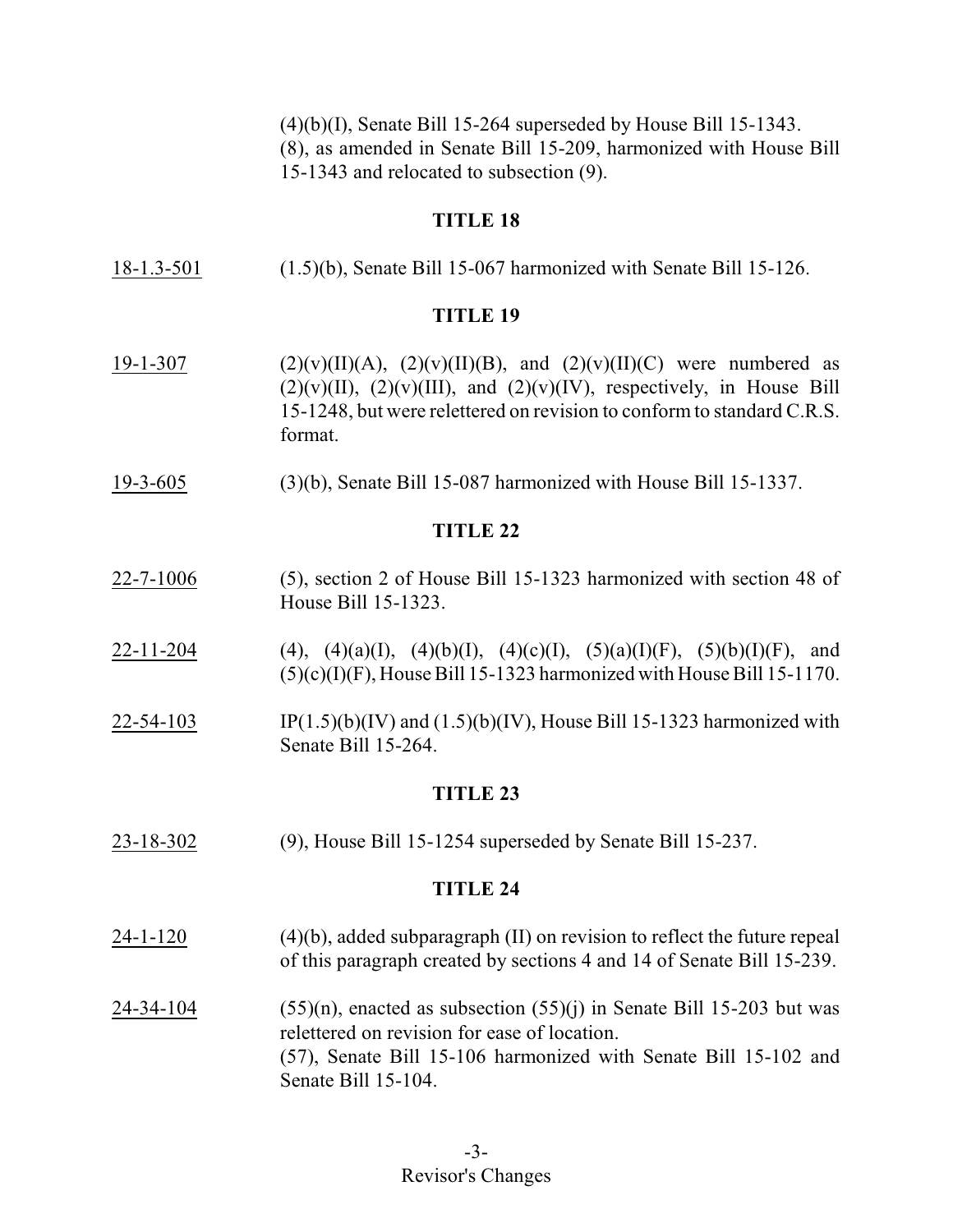(4)(b)(I), Senate Bill 15-264 superseded by House Bill 15-1343.
(8), as amended in Senate Bill 15-209, harmonized with House Bill 15-1343 and relocated to subsection (9).

## TITLE 18

18-1.3-501 (1.5)(b), Senate Bill 15-067 harmonized with Senate Bill 15-126.

## TITLE 19

19-1-307 (2)(v)(II)(A), (2)(v)(II)(B), and (2)(v)(II)(C) were numbered as (2)(v)(II), (2)(v)(III), and (2)(v)(IV), respectively, in House Bill 15-1248, but were relettered on revision to conform to standard C.R.S. format.

19-3-605 (3)(b), Senate Bill 15-087 harmonized with House Bill 15-1337.

## TITLE 22

22-7-1006 (5), section 2 of House Bill 15-1323 harmonized with section 48 of House Bill 15-1323.

22-11-204 (4), (4)(a)(I), (4)(b)(I), (4)(c)(I), (5)(a)(I)(F), (5)(b)(I)(F), and (5)(c)(I)(F), House Bill 15-1323 harmonized with House Bill 15-1170.

22-54-103 IP(1.5)(b)(IV) and (1.5)(b)(IV), House Bill 15-1323 harmonized with Senate Bill 15-264.

## TITLE 23

23-18-302 (9), House Bill 15-1254 superseded by Senate Bill 15-237.

## TITLE 24

24-1-120 (4)(b), added subparagraph (II) on revision to reflect the future repeal of this paragraph created by sections 4 and 14 of Senate Bill 15-239.

24-34-104 (55)(n), enacted as subsection (55)(j) in Senate Bill 15-203 but was relettered on revision for ease of location.
(57), Senate Bill 15-106 harmonized with Senate Bill 15-102 and Senate Bill 15-104.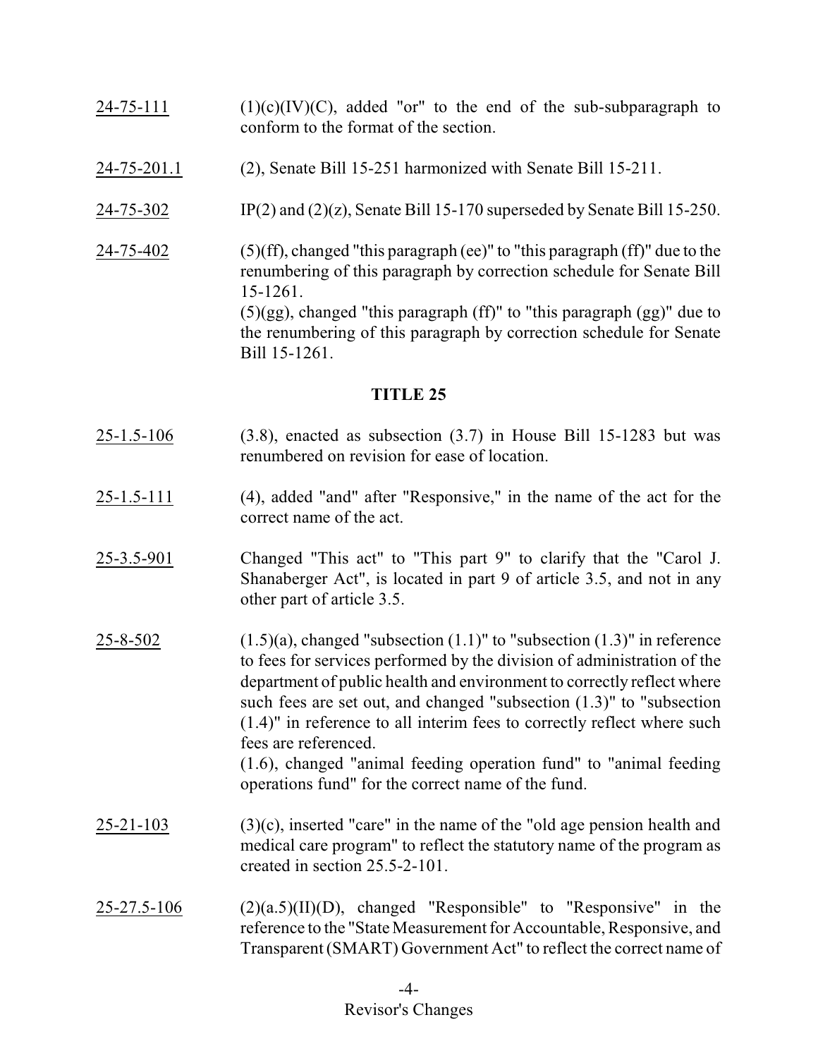24-75-111 (1)(c)(IV)(C), added "or" to the end of the sub-subparagraph to conform to the format of the section.

24-75-201.1 (2), Senate Bill 15-251 harmonized with Senate Bill 15-211.

24-75-302 IP(2) and (2)(z), Senate Bill 15-170 superseded by Senate Bill 15-250.

24-75-402 (5)(ff), changed "this paragraph (ee)" to "this paragraph (ff)" due to the renumbering of this paragraph by correction schedule for Senate Bill 15-1261.
(5)(gg), changed "this paragraph (ff)" to "this paragraph (gg)" due to the renumbering of this paragraph by correction schedule for Senate Bill 15-1261.

## TITLE 25

25-1.5-106 (3.8), enacted as subsection (3.7) in House Bill 15-1283 but was renumbered on revision for ease of location.

25-1.5-111 (4), added "and" after "Responsive," in the name of the act for the correct name of the act.

25-3.5-901 Changed "This act" to "This part 9" to clarify that the "Carol J. Shanaberger Act", is located in part 9 of article 3.5, and not in any other part of article 3.5.

25-8-502 (1.5)(a), changed "subsection (1.1)" to "subsection (1.3)" in reference to fees for services performed by the division of administration of the department of public health and environment to correctly reflect where such fees are set out, and changed "subsection (1.3)" to "subsection (1.4)" in reference to all interim fees to correctly reflect where such fees are referenced.
(1.6), changed "animal feeding operation fund" to "animal feeding operations fund" for the correct name of the fund.

25-21-103 (3)(c), inserted "care" in the name of the "old age pension health and medical care program" to reflect the statutory name of the program as created in section 25.5-2-101.

25-27.5-106 (2)(a.5)(II)(D), changed "Responsible" to "Responsive" in the reference to the "State Measurement for Accountable, Responsive, and Transparent (SMART) Government Act" to reflect the correct name of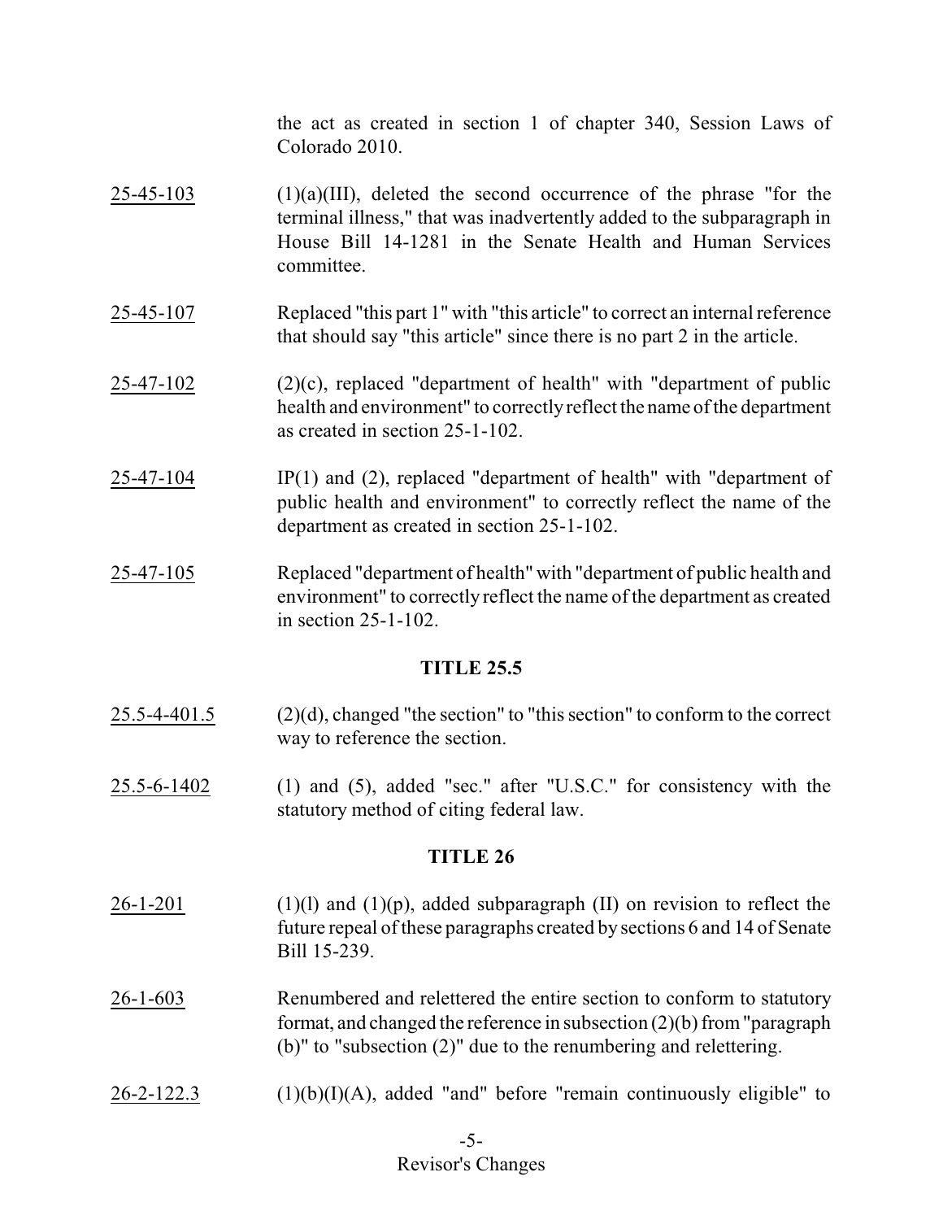the act as created in section 1 of chapter 340, Session Laws of Colorado 2010.

25-45-103 (1)(a)(III), deleted the second occurrence of the phrase "for the terminal illness," that was inadvertently added to the subparagraph in House Bill 14-1281 in the Senate Health and Human Services committee.

25-45-107 Replaced "this part 1" with "this article" to correct an internal reference that should say "this article" since there is no part 2 in the article.

25-47-102 (2)(c), replaced "department of health" with "department of public health and environment" to correctly reflect the name of the department as created in section 25-1-102.

25-47-104 IP(1) and (2), replaced "department of health" with "department of public health and environment" to correctly reflect the name of the department as created in section 25-1-102.

25-47-105 Replaced "department of health" with "department of public health and environment" to correctly reflect the name of the department as created in section 25-1-102.

## TITLE 25.5

25.5-4-401.5 (2)(d), changed "the section" to "this section" to conform to the correct way to reference the section.

25.5-6-1402 (1) and (5), added "sec." after "U.S.C." for consistency with the statutory method of citing federal law.

## TITLE 26

26-1-201 (1)(l) and (1)(p), added subparagraph (II) on revision to reflect the future repeal of these paragraphs created by sections 6 and 14 of Senate Bill 15-239.

26-1-603 Renumbered and relettered the entire section to conform to statutory format, and changed the reference in subsection (2)(b) from "paragraph (b)" to "subsection (2)" due to the renumbering and relettering.

26-2-122.3 (1)(b)(I)(A), added "and" before "remain continuously eligible" to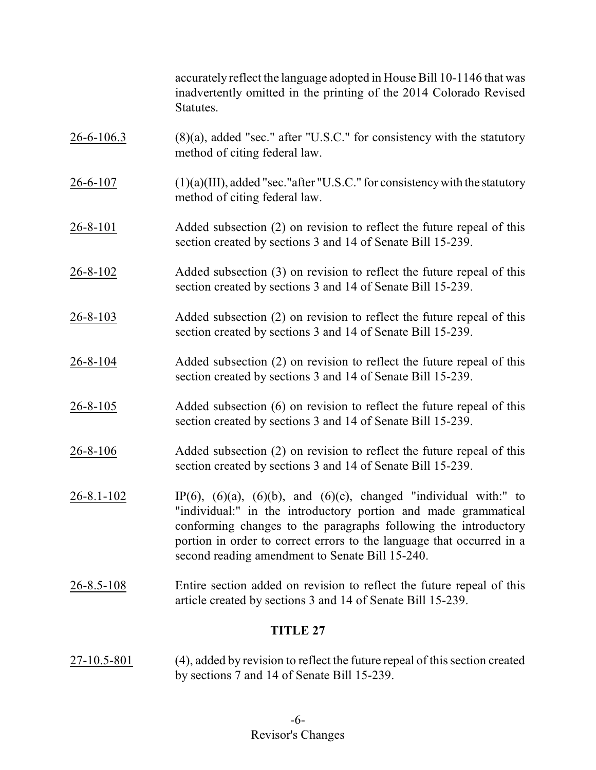accurately reflect the language adopted in House Bill 10-1146 that was inadvertently omitted in the printing of the 2014 Colorado Revised Statutes.

26-6-106.3 (8)(a), added "sec." after "U.S.C." for consistency with the statutory method of citing federal law.

26-6-107 (1)(a)(III), added "sec."after "U.S.C." for consistency with the statutory method of citing federal law.

26-8-101 Added subsection (2) on revision to reflect the future repeal of this section created by sections 3 and 14 of Senate Bill 15-239.

26-8-102 Added subsection (3) on revision to reflect the future repeal of this section created by sections 3 and 14 of Senate Bill 15-239.

26-8-103 Added subsection (2) on revision to reflect the future repeal of this section created by sections 3 and 14 of Senate Bill 15-239.

26-8-104 Added subsection (2) on revision to reflect the future repeal of this section created by sections 3 and 14 of Senate Bill 15-239.

26-8-105 Added subsection (6) on revision to reflect the future repeal of this section created by sections 3 and 14 of Senate Bill 15-239.

26-8-106 Added subsection (2) on revision to reflect the future repeal of this section created by sections 3 and 14 of Senate Bill 15-239.

26-8.1-102 IP(6), (6)(a), (6)(b), and (6)(c), changed "individual with:" to "individual:" in the introductory portion and made grammatical conforming changes to the paragraphs following the introductory portion in order to correct errors to the language that occurred in a second reading amendment to Senate Bill 15-240.

26-8.5-108 Entire section added on revision to reflect the future repeal of this article created by sections 3 and 14 of Senate Bill 15-239.

**TITLE 27**

27-10.5-801 (4), added by revision to reflect the future repeal of this section created by sections 7 and 14 of Senate Bill 15-239.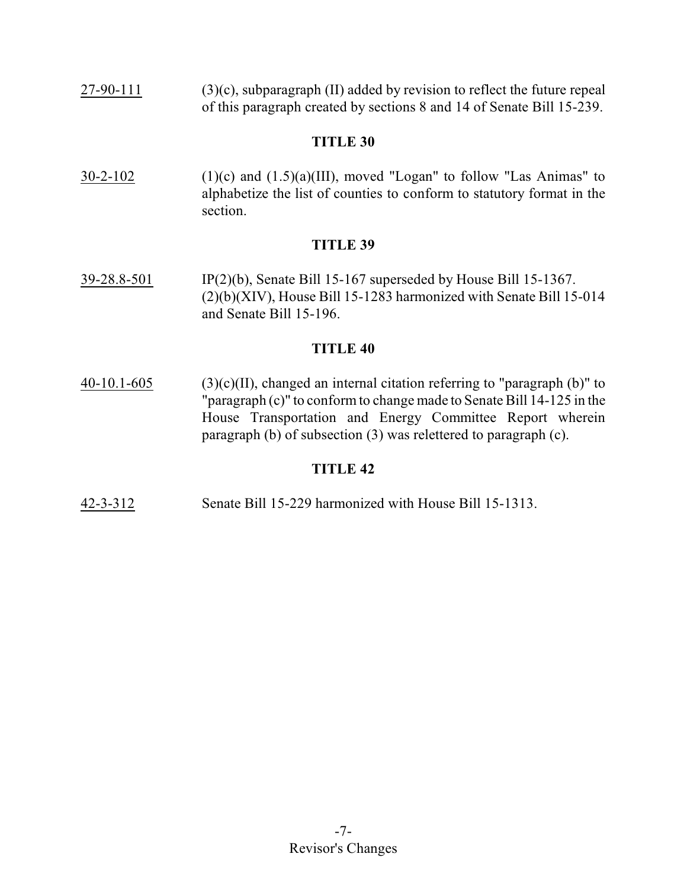27-90-111 (3)(c), subparagraph (II) added by revision to reflect the future repeal of this paragraph created by sections 8 and 14 of Senate Bill 15-239.

## TITLE 30

30-2-102 (1)(c) and (1.5)(a)(III), moved "Logan" to follow "Las Animas" to alphabetize the list of counties to conform to statutory format in the section.

## TITLE 39

39-28.8-501 IP(2)(b), Senate Bill 15-167 superseded by House Bill 15-1367. (2)(b)(XIV), House Bill 15-1283 harmonized with Senate Bill 15-014 and Senate Bill 15-196.

## TITLE 40

40-10.1-605 (3)(c)(II), changed an internal citation referring to "paragraph (b)" to "paragraph (c)" to conform to change made to Senate Bill 14-125 in the House Transportation and Energy Committee Report wherein paragraph (b) of subsection (3) was relettered to paragraph (c).

## TITLE 42

42-3-312 Senate Bill 15-229 harmonized with House Bill 15-1313.